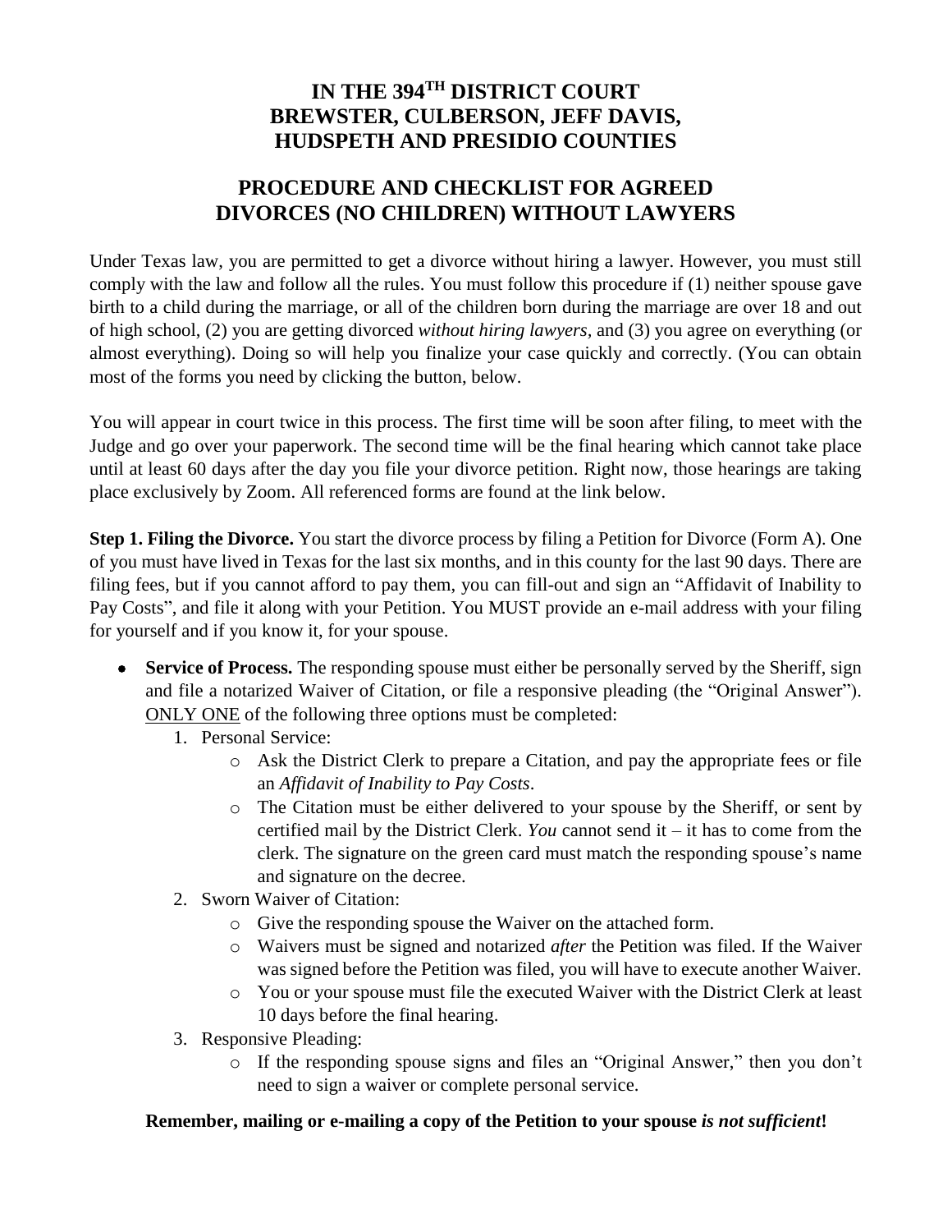# IN THE 394TH DISTRICT COURT
# BREWSTER, CULBERSON, JEFF DAVIS, HUDSPETH AND PRESIDIO COUNTIES

## PROCEDURE AND CHECKLIST FOR AGREED DIVORCES (NO CHILDREN) WITHOUT LAWYERS

Under Texas law, you are permitted to get a divorce without hiring a lawyer. However, you must still comply with the law and follow all the rules. You must follow this procedure if (1) neither spouse gave birth to a child during the marriage, or all of the children born during the marriage are over 18 and out of high school, (2) you are getting divorced *without hiring lawyers,* and (3) you agree on everything (or almost everything). Doing so will help you finalize your case quickly and correctly. (You can obtain most of the forms you need by clicking the button, below.

You will appear in court twice in this process. The first time will be soon after filing, to meet with the Judge and go over your paperwork. The second time will be the final hearing which cannot take place until at least 60 days after the day you file your divorce petition. Right now, those hearings are taking place exclusively by Zoom. All referenced forms are found at the link below.

**Step 1. Filing the Divorce.** You start the divorce process by filing a Petition for Divorce (Form A). One of you must have lived in Texas for the last six months, and in this county for the last 90 days. There are filing fees, but if you cannot afford to pay them, you can fill-out and sign an "Affidavit of Inability to Pay Costs", and file it along with your Petition. You MUST provide an e-mail address with your filing for yourself and if you know it, for your spouse.

- **Service of Process.** The responding spouse must either be personally served by the Sheriff, sign and file a notarized Waiver of Citation, or file a responsive pleading (the "Original Answer"). ONLY ONE of the following three options must be completed:
  1. Personal Service:
     - Ask the District Clerk to prepare a Citation, and pay the appropriate fees or file an *Affidavit of Inability to Pay Costs*.
     - The Citation must be either delivered to your spouse by the Sheriff, or sent by certified mail by the District Clerk. *You* cannot send it – it has to come from the clerk. The signature on the green card must match the responding spouse's name and signature on the decree.
  2. Sworn Waiver of Citation:
     - Give the responding spouse the Waiver on the attached form.
     - Waivers must be signed and notarized *after* the Petition was filed. If the Waiver was signed before the Petition was filed, you will have to execute another Waiver.
     - You or your spouse must file the executed Waiver with the District Clerk at least 10 days before the final hearing.
  3. Responsive Pleading:
     - If the responding spouse signs and files an "Original Answer," then you don't need to sign a waiver or complete personal service.

**Remember, mailing or e-mailing a copy of the Petition to your spouse *is not sufficient*!**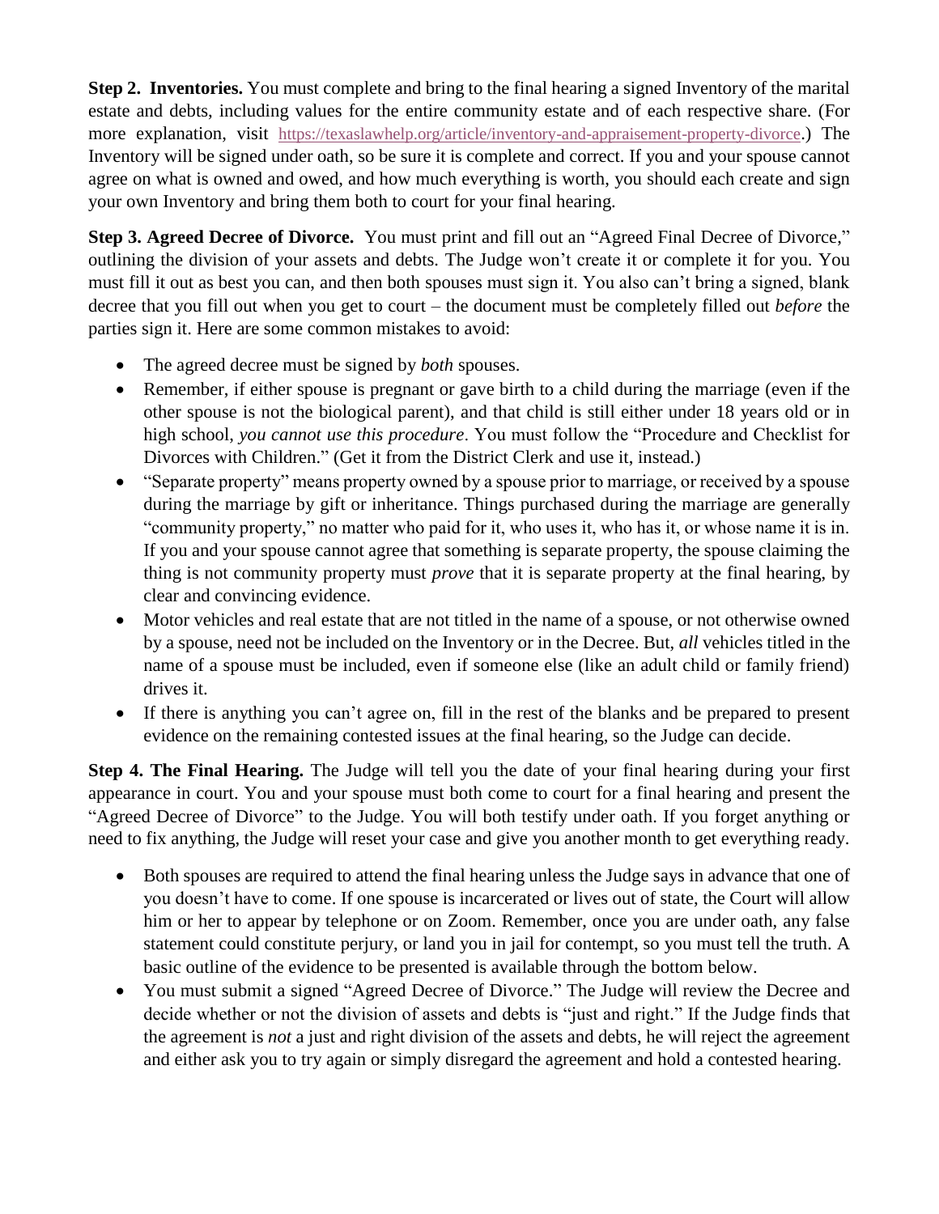**Step 2. Inventories.** You must complete and bring to the final hearing a signed Inventory of the marital estate and debts, including values for the entire community estate and of each respective share. (For more explanation, visit https://texaslawhelp.org/article/inventory-and-appraisement-property-divorce.) The Inventory will be signed under oath, so be sure it is complete and correct. If you and your spouse cannot agree on what is owned and owed, and how much everything is worth, you should each create and sign your own Inventory and bring them both to court for your final hearing.

**Step 3. Agreed Decree of Divorce.** You must print and fill out an "Agreed Final Decree of Divorce," outlining the division of your assets and debts. The Judge won't create it or complete it for you. You must fill it out as best you can, and then both spouses must sign it. You also can't bring a signed, blank decree that you fill out when you get to court – the document must be completely filled out *before* the parties sign it. Here are some common mistakes to avoid:

- The agreed decree must be signed by *both* spouses.
- Remember, if either spouse is pregnant or gave birth to a child during the marriage (even if the other spouse is not the biological parent), and that child is still either under 18 years old or in high school, *you cannot use this procedure*. You must follow the "Procedure and Checklist for Divorces with Children." (Get it from the District Clerk and use it, instead.)
- "Separate property" means property owned by a spouse prior to marriage, or received by a spouse during the marriage by gift or inheritance. Things purchased during the marriage are generally "community property," no matter who paid for it, who uses it, who has it, or whose name it is in. If you and your spouse cannot agree that something is separate property, the spouse claiming the thing is not community property must *prove* that it is separate property at the final hearing, by clear and convincing evidence.
- Motor vehicles and real estate that are not titled in the name of a spouse, or not otherwise owned by a spouse, need not be included on the Inventory or in the Decree. But, *all* vehicles titled in the name of a spouse must be included, even if someone else (like an adult child or family friend) drives it.
- If there is anything you can't agree on, fill in the rest of the blanks and be prepared to present evidence on the remaining contested issues at the final hearing, so the Judge can decide.

**Step 4. The Final Hearing.** The Judge will tell you the date of your final hearing during your first appearance in court. You and your spouse must both come to court for a final hearing and present the "Agreed Decree of Divorce" to the Judge. You will both testify under oath. If you forget anything or need to fix anything, the Judge will reset your case and give you another month to get everything ready.

- Both spouses are required to attend the final hearing unless the Judge says in advance that one of you doesn't have to come. If one spouse is incarcerated or lives out of state, the Court will allow him or her to appear by telephone or on Zoom. Remember, once you are under oath, any false statement could constitute perjury, or land you in jail for contempt, so you must tell the truth. A basic outline of the evidence to be presented is available through the bottom below.
- You must submit a signed "Agreed Decree of Divorce." The Judge will review the Decree and decide whether or not the division of assets and debts is "just and right." If the Judge finds that the agreement is *not* a just and right division of the assets and debts, he will reject the agreement and either ask you to try again or simply disregard the agreement and hold a contested hearing.